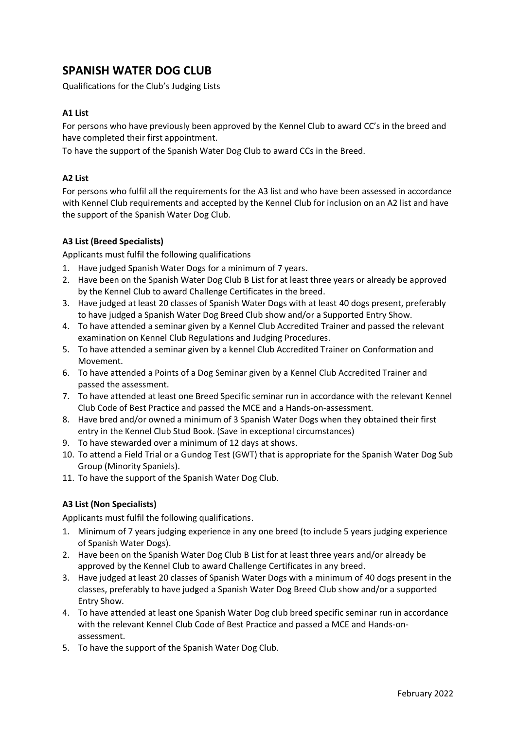# SPANISH WATER DOG CLUB

Qualifications for the Club's Judging Lists

### A1 List

For persons who have previously been approved by the Kennel Club to award CC's in the breed and have completed their first appointment.

To have the support of the Spanish Water Dog Club to award CCs in the Breed.

### A2 List

For persons who fulfil all the requirements for the A3 list and who have been assessed in accordance with Kennel Club requirements and accepted by the Kennel Club for inclusion on an A2 list and have the support of the Spanish Water Dog Club.

### A3 List (Breed Specialists)

Applicants must fulfil the following qualifications

1. Have judged Spanish Water Dogs for a minimum of 7 years.
2. Have been on the Spanish Water Dog Club B List for at least three years or already be approved by the Kennel Club to award Challenge Certificates in the breed.
3. Have judged at least 20 classes of Spanish Water Dogs with at least 40 dogs present, preferably to have judged a Spanish Water Dog Breed Club show and/or a Supported Entry Show.
4. To have attended a seminar given by a Kennel Club Accredited Trainer and passed the relevant examination on Kennel Club Regulations and Judging Procedures.
5. To have attended a seminar given by a kennel Club Accredited Trainer on Conformation and Movement.
6. To have attended a Points of a Dog Seminar given by a Kennel Club Accredited Trainer and passed the assessment.
7. To have attended at least one Breed Specific seminar run in accordance with the relevant Kennel Club Code of Best Practice and passed the MCE and a Hands-on-assessment.
8. Have bred and/or owned a minimum of 3 Spanish Water Dogs when they obtained their first entry in the Kennel Club Stud Book. (Save in exceptional circumstances)
9. To have stewarded over a minimum of 12 days at shows.
10. To attend a Field Trial or a Gundog Test (GWT) that is appropriate for the Spanish Water Dog Sub Group (Minority Spaniels).
11. To have the support of the Spanish Water Dog Club.

### A3 List (Non Specialists)

Applicants must fulfil the following qualifications.

1. Minimum of 7 years judging experience in any one breed (to include 5 years judging experience of Spanish Water Dogs).
2. Have been on the Spanish Water Dog Club B List for at least three years and/or already be approved by the Kennel Club to award Challenge Certificates in any breed.
3. Have judged at least 20 classes of Spanish Water Dogs with a minimum of 40 dogs present in the classes, preferably to have judged a Spanish Water Dog Breed Club show and/or a supported Entry Show.
4. To have attended at least one Spanish Water Dog club breed specific seminar run in accordance with the relevant Kennel Club Code of Best Practice and passed a MCE and Hands-on-assessment.
5. To have the support of the Spanish Water Dog Club.

February 2022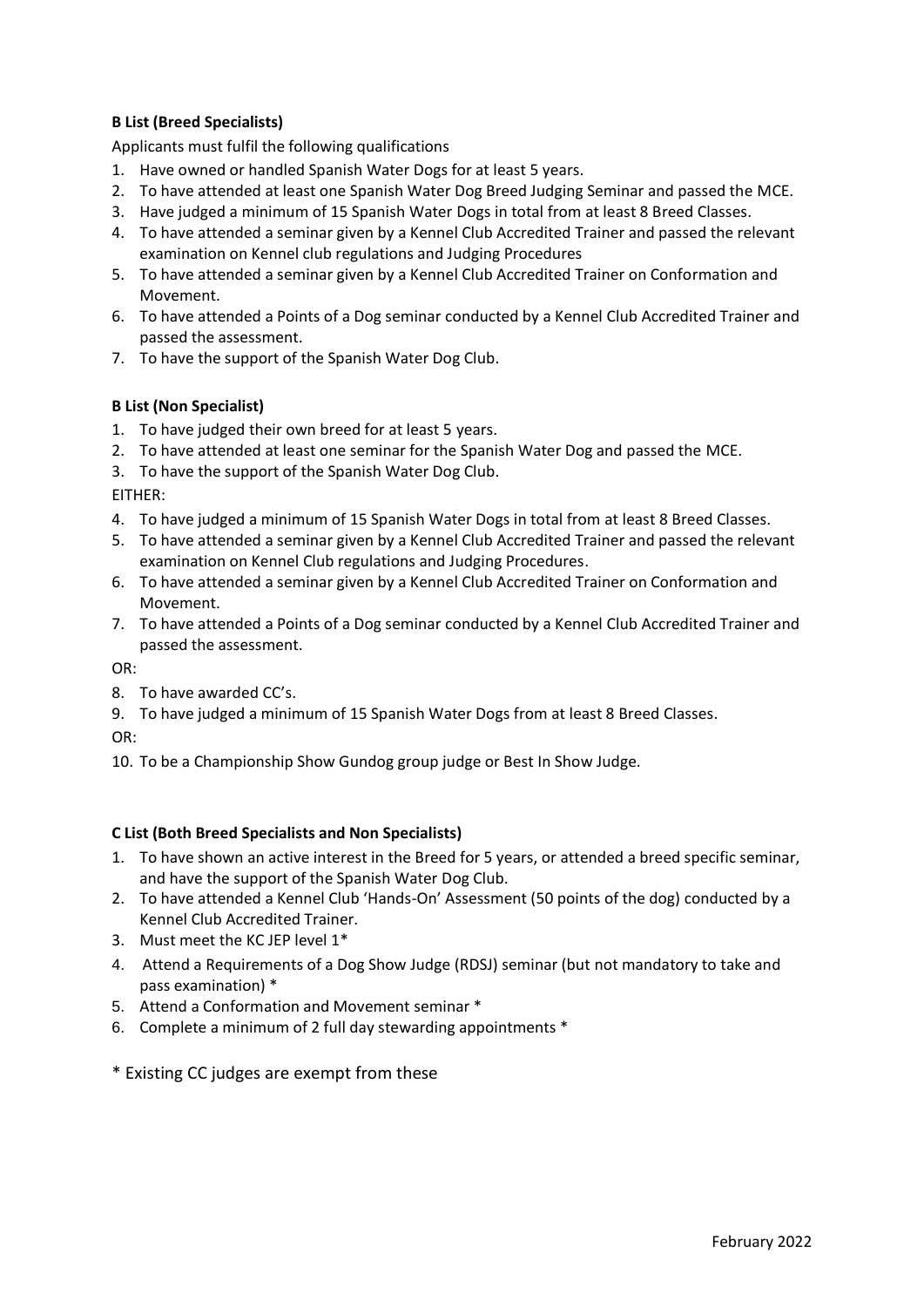**B List (Breed Specialists)**

Applicants must fulfil the following qualifications

1. Have owned or handled Spanish Water Dogs for at least 5 years.
2. To have attended at least one Spanish Water Dog Breed Judging Seminar and passed the MCE.
3. Have judged a minimum of 15 Spanish Water Dogs in total from at least 8 Breed Classes.
4. To have attended a seminar given by a Kennel Club Accredited Trainer and passed the relevant examination on Kennel club regulations and Judging Procedures
5. To have attended a seminar given by a Kennel Club Accredited Trainer on Conformation and Movement.
6. To have attended a Points of a Dog seminar conducted by a Kennel Club Accredited Trainer and passed the assessment.
7. To have the support of the Spanish Water Dog Club.

**B List (Non Specialist)**

1. To have judged their own breed for at least 5 years.
2. To have attended at least one seminar for the Spanish Water Dog and passed the MCE.
3. To have the support of the Spanish Water Dog Club.

EITHER:

4. To have judged a minimum of 15 Spanish Water Dogs in total from at least 8 Breed Classes.
5. To have attended a seminar given by a Kennel Club Accredited Trainer and passed the relevant examination on Kennel Club regulations and Judging Procedures.
6. To have attended a seminar given by a Kennel Club Accredited Trainer on Conformation and Movement.
7. To have attended a Points of a Dog seminar conducted by a Kennel Club Accredited Trainer and passed the assessment.

OR:

8. To have awarded CC's.
9. To have judged a minimum of 15 Spanish Water Dogs from at least 8 Breed Classes.

OR:

10. To be a Championship Show Gundog group judge or Best In Show Judge.

**C List (Both Breed Specialists and Non Specialists)**

1. To have shown an active interest in the Breed for 5 years, or attended a breed specific seminar, and have the support of the Spanish Water Dog Club.
2. To have attended a Kennel Club 'Hands-On' Assessment (50 points of the dog) conducted by a Kennel Club Accredited Trainer.
3. Must meet the KC JEP level 1*
4. Attend a Requirements of a Dog Show Judge (RDSJ) seminar (but not mandatory to take and pass examination) *
5. Attend a Conformation and Movement seminar *
6. Complete a minimum of 2 full day stewarding appointments *

\* Existing CC judges are exempt from these

February 2022